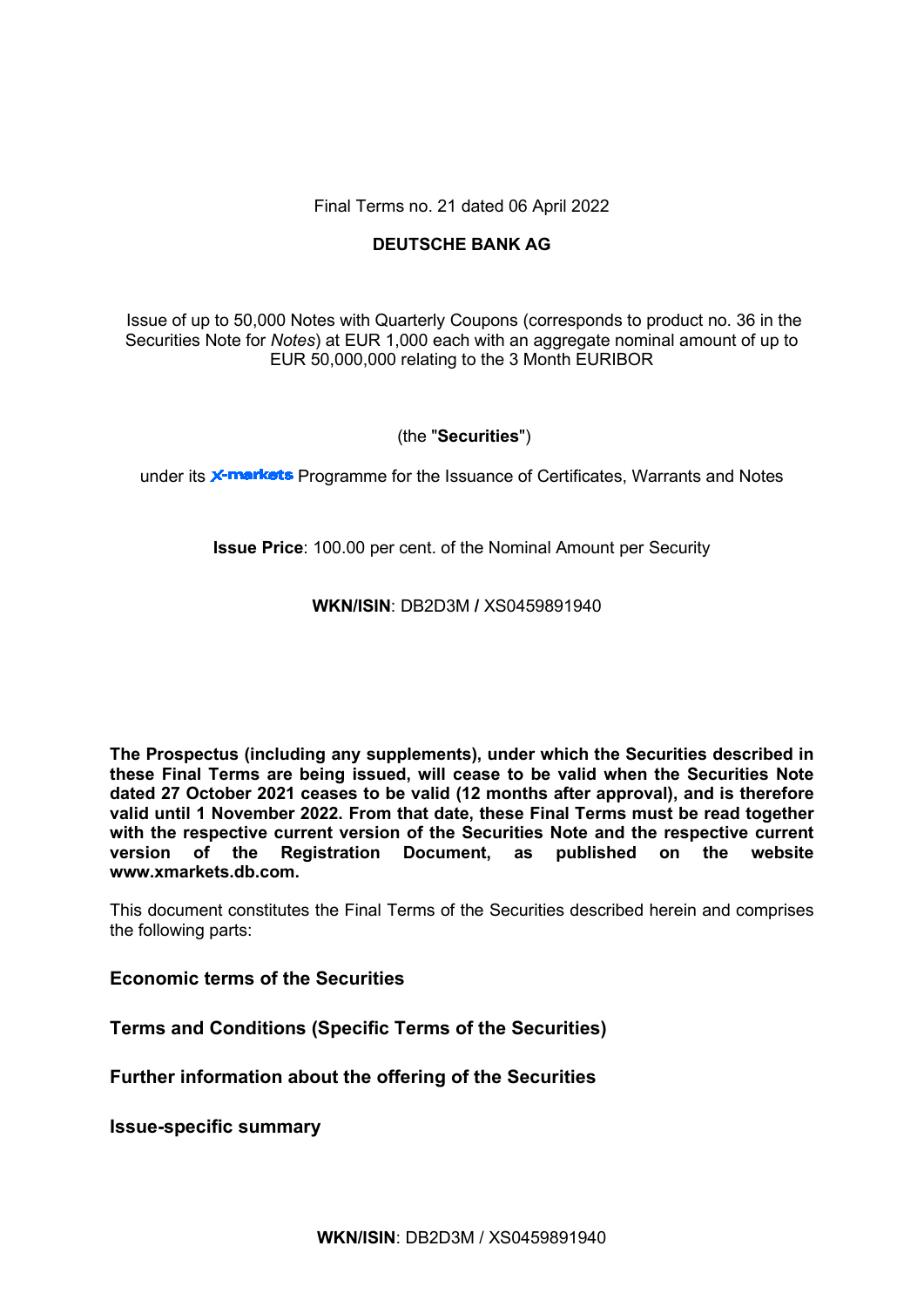Final Terms no. 21 dated 06 April 2022

**DEUTSCHE BANK AG**

Issue of up to 50,000 Notes with Quarterly Coupons (corresponds to product no. 36 in the Securities Note for *Notes*) at EUR 1,000 each with an aggregate nominal amount of up to EUR 50,000,000 relating to the 3 Month EURIBOR

(the "**Securities**")

under its X-markets Programme for the Issuance of Certificates, Warrants and Notes

**Issue Price**: 100.00 per cent. of the Nominal Amount per Security

**WKN/ISIN**: DB2D3M **/** XS0459891940

**The Prospectus (including any supplements), under which the Securities described in these Final Terms are being issued, will cease to be valid when the Securities Note dated 27 October 2021 ceases to be valid (12 months after approval), and is therefore valid until 1 November 2022. From that date, these Final Terms must be read together with the respective current version of the Securities Note and the respective current version of the Registration Document, as published on the website www.xmarkets.db.com.**

This document constitutes the Final Terms of the Securities described herein and comprises the following parts:

**Economic terms of the Securities**

**Terms and Conditions (Specific Terms of the Securities)**

**Further information about the offering of the Securities**

**Issue-specific summary**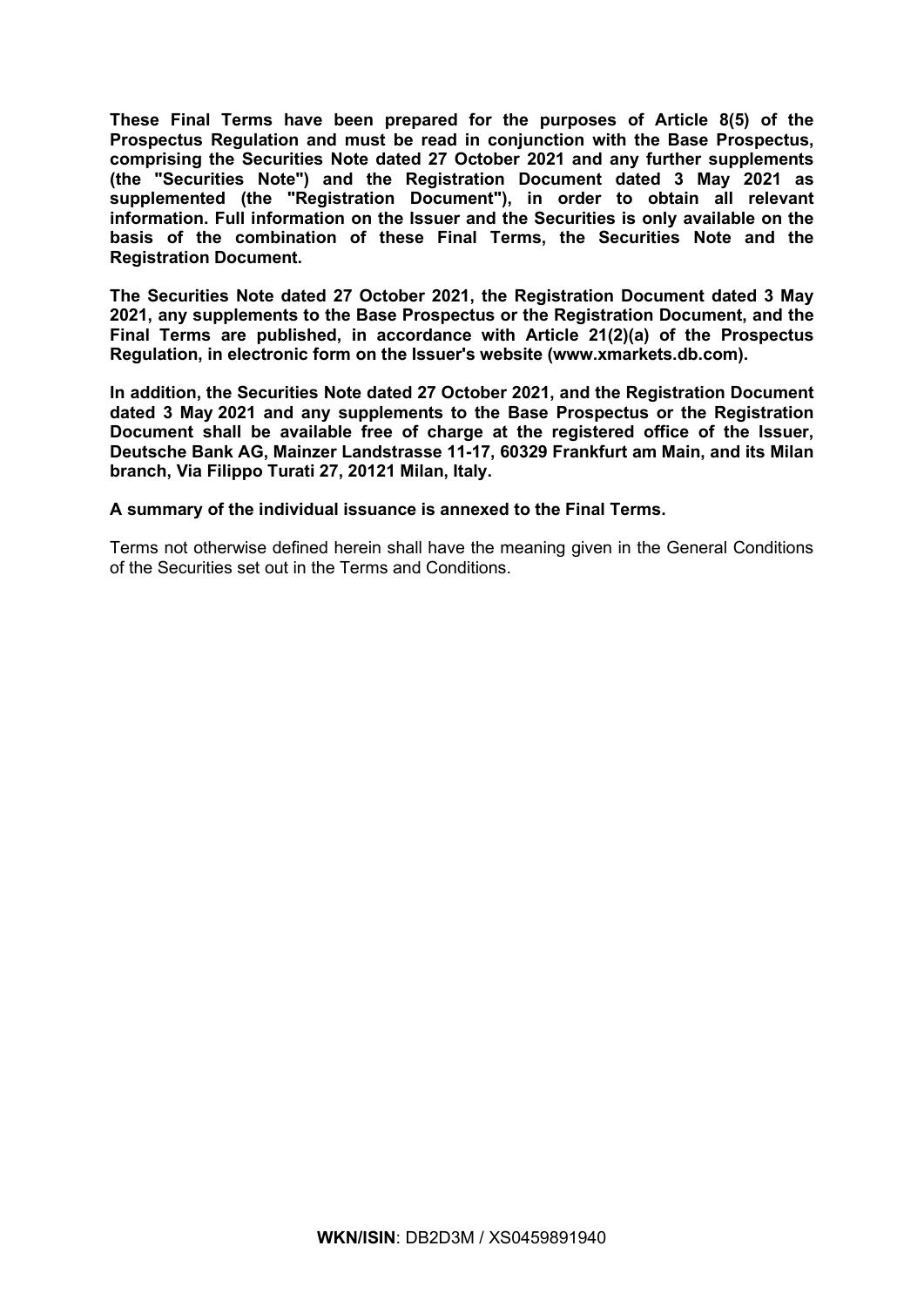**These Final Terms have been prepared for the purposes of Article 8(5) of the Prospectus Regulation and must be read in conjunction with the Base Prospectus, comprising the Securities Note dated 27 October 2021 and any further supplements (the "Securities Note") and the Registration Document dated 3 May 2021 as supplemented (the "Registration Document"), in order to obtain all relevant information. Full information on the Issuer and the Securities is only available on the basis of the combination of these Final Terms, the Securities Note and the Registration Document.**

**The Securities Note dated 27 October 2021, the Registration Document dated 3 May 2021, any supplements to the Base Prospectus or the Registration Document, and the Final Terms are published, in accordance with Article 21(2)(a) of the Prospectus Regulation, in electronic form on the Issuer's website (www.xmarkets.db.com).**

**In addition, the Securities Note dated 27 October 2021, and the Registration Document dated 3 May 2021 and any supplements to the Base Prospectus or the Registration Document shall be available free of charge at the registered office of the Issuer, Deutsche Bank AG, Mainzer Landstrasse 11-17, 60329 Frankfurt am Main, and its Milan branch, Via Filippo Turati 27, 20121 Milan, Italy.**

**A summary of the individual issuance is annexed to the Final Terms.**

Terms not otherwise defined herein shall have the meaning given in the General Conditions of the Securities set out in the Terms and Conditions.

**WKN/ISIN**: DB2D3M / XS0459891940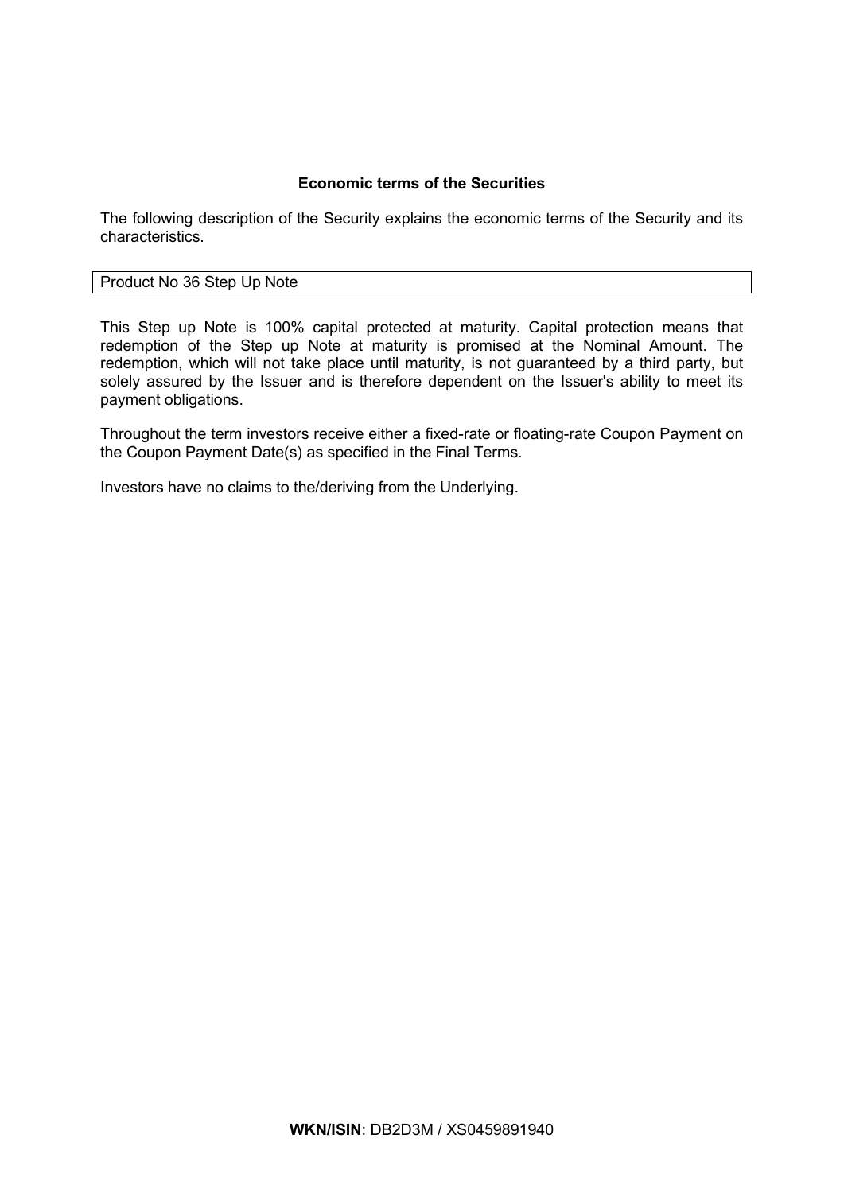## Economic terms of the Securities

The following description of the Security explains the economic terms of the Security and its characteristics.

| Product No 36 Step Up Note |
|---|

This Step up Note is 100% capital protected at maturity. Capital protection means that redemption of the Step up Note at maturity is promised at the Nominal Amount. The redemption, which will not take place until maturity, is not guaranteed by a third party, but solely assured by the Issuer and is therefore dependent on the Issuer's ability to meet its payment obligations.

Throughout the term investors receive either a fixed-rate or floating-rate Coupon Payment on the Coupon Payment Date(s) as specified in the Final Terms.

Investors have no claims to the/deriving from the Underlying.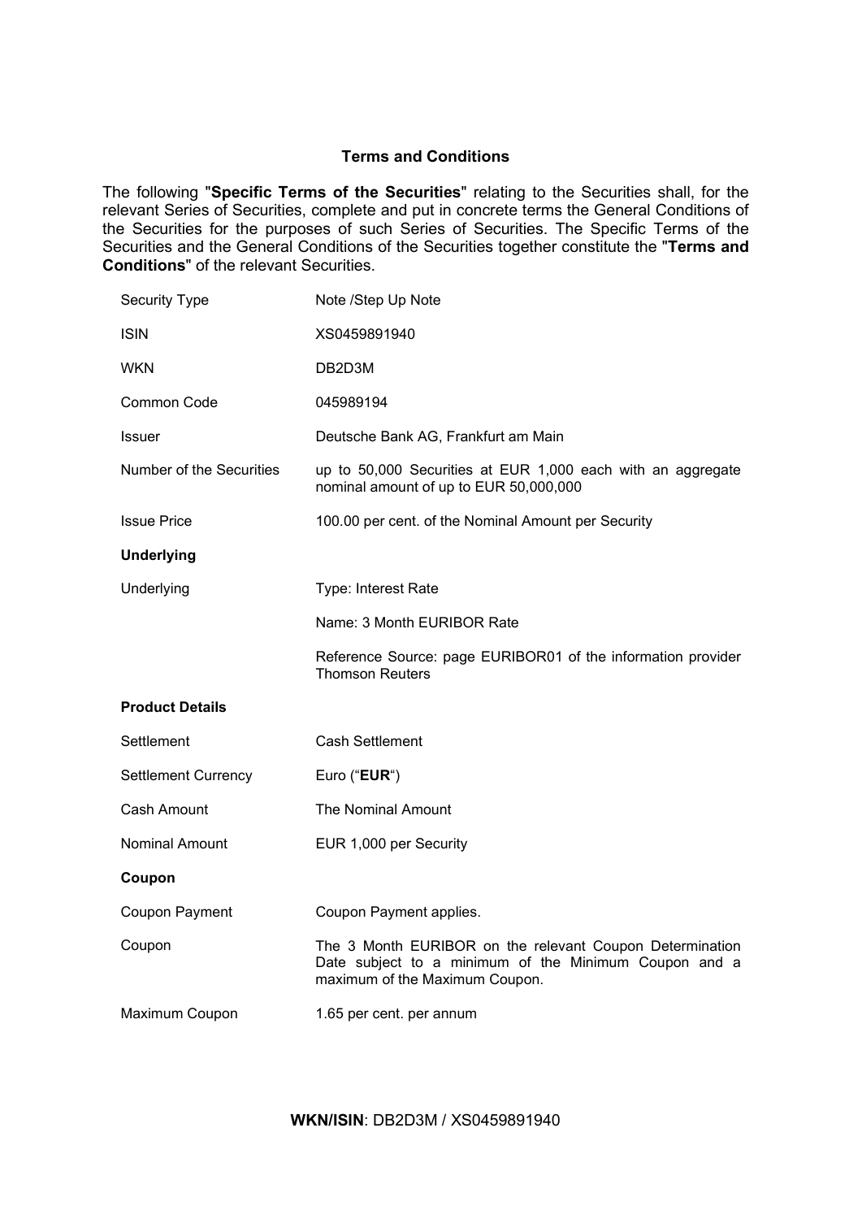## Terms and Conditions

The following "**Specific Terms of the Securities**" relating to the Securities shall, for the relevant Series of Securities, complete and put in concrete terms the General Conditions of the Securities for the purposes of such Series of Securities. The Specific Terms of the Securities and the General Conditions of the Securities together constitute the "**Terms and Conditions**" of the relevant Securities.

| | |
|---|---|
| Security Type | Note /Step Up Note |
| ISIN | XS0459891940 |
| WKN | DB2D3M |
| Common Code | 045989194 |
| Issuer | Deutsche Bank AG, Frankfurt am Main |
| Number of the Securities | up to 50,000 Securities at EUR 1,000 each with an aggregate nominal amount of up to EUR 50,000,000 |
| Issue Price | 100.00 per cent. of the Nominal Amount per Security |
| **Underlying** | |
| Underlying | Type: Interest Rate |
| | Name: 3 Month EURIBOR Rate |
| | Reference Source: page EURIBOR01 of the information provider Thomson Reuters |
| **Product Details** | |
| Settlement | Cash Settlement |
| Settlement Currency | Euro ("**EUR**") |
| Cash Amount | The Nominal Amount |
| Nominal Amount | EUR 1,000 per Security |
| **Coupon** | |
| Coupon Payment | Coupon Payment applies. |
| Coupon | The 3 Month EURIBOR on the relevant Coupon Determination Date subject to a minimum of the Minimum Coupon and a maximum of the Maximum Coupon. |
| Maximum Coupon | 1.65 per cent. per annum |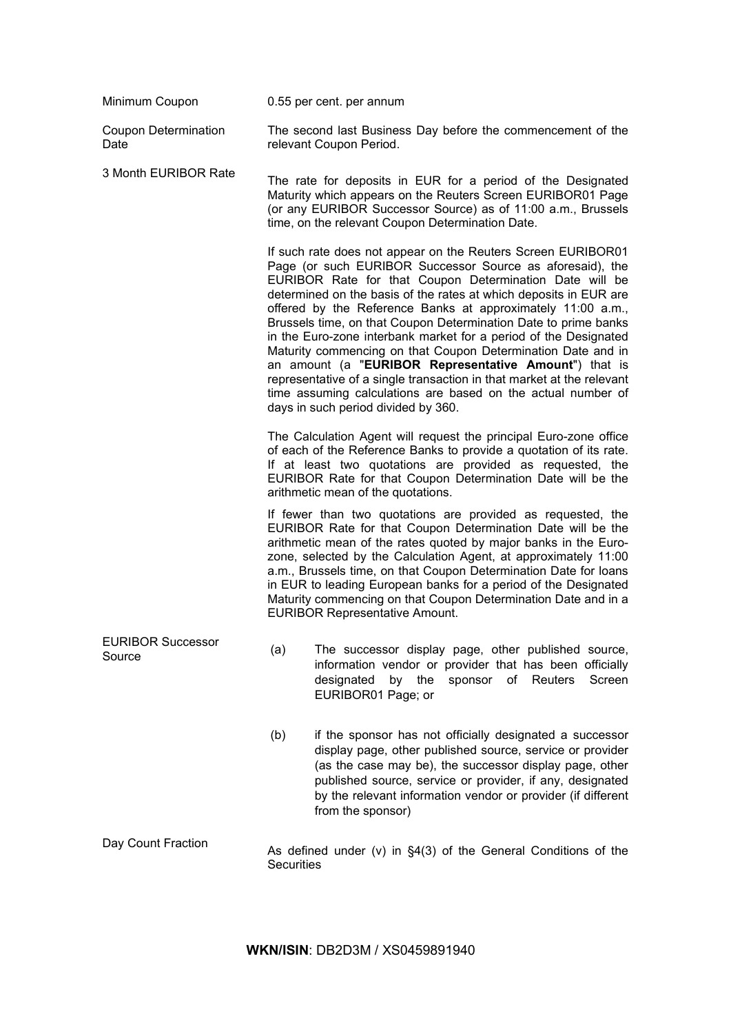| | |
|---|---|
| Minimum Coupon | 0.55 per cent. per annum |
| Coupon Determination Date | The second last Business Day before the commencement of the relevant Coupon Period. |
| 3 Month EURIBOR Rate | The rate for deposits in EUR for a period of the Designated Maturity which appears on the Reuters Screen EURIBOR01 Page (or any EURIBOR Successor Source) as of 11:00 a.m., Brussels time, on the relevant Coupon Determination Date.<br><br>If such rate does not appear on the Reuters Screen EURIBOR01 Page (or such EURIBOR Successor Source as aforesaid), the EURIBOR Rate for that Coupon Determination Date will be determined on the basis of the rates at which deposits in EUR are offered by the Reference Banks at approximately 11:00 a.m., Brussels time, on that Coupon Determination Date to prime banks in the Euro-zone interbank market for a period of the Designated Maturity commencing on that Coupon Determination Date and in an amount (a "**EURIBOR Representative Amount**") that is representative of a single transaction in that market at the relevant time assuming calculations are based on the actual number of days in such period divided by 360.<br><br>The Calculation Agent will request the principal Euro-zone office of each of the Reference Banks to provide a quotation of its rate. If at least two quotations are provided as requested, the EURIBOR Rate for that Coupon Determination Date will be the arithmetic mean of the quotations.<br><br>If fewer than two quotations are provided as requested, the EURIBOR Rate for that Coupon Determination Date will be the arithmetic mean of the rates quoted by major banks in the Euro-zone, selected by the Calculation Agent, at approximately 11:00 a.m., Brussels time, on that Coupon Determination Date for loans in EUR to leading European banks for a period of the Designated Maturity commencing on that Coupon Determination Date and in a EURIBOR Representative Amount. |
| EURIBOR Successor Source | (a) The successor display page, other published source, information vendor or provider that has been officially designated by the sponsor of Reuters Screen EURIBOR01 Page; or<br><br>(b) if the sponsor has not officially designated a successor display page, other published source, service or provider (as the case may be), the successor display page, other published source, service or provider, if any, designated by the relevant information vendor or provider (if different from the sponsor) |
| Day Count Fraction | As defined under (v) in §4(3) of the General Conditions of the Securities |

**WKN/ISIN**: DB2D3M / XS0459891940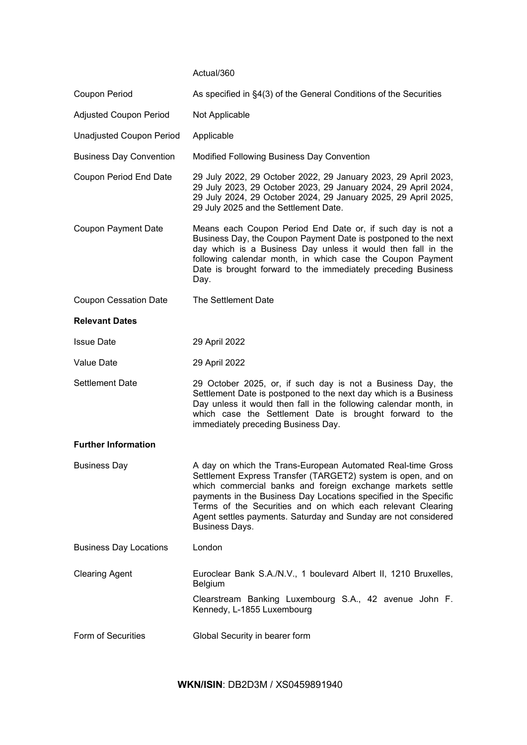| | |
|---|---|
| | Actual/360 |
| Coupon Period | As specified in §4(3) of the General Conditions of the Securities |
| Adjusted Coupon Period | Not Applicable |
| Unadjusted Coupon Period | Applicable |
| Business Day Convention | Modified Following Business Day Convention |
| Coupon Period End Date | 29 July 2022, 29 October 2022, 29 January 2023, 29 April 2023, 29 July 2023, 29 October 2023, 29 January 2024, 29 April 2024, 29 July 2024, 29 October 2024, 29 January 2025, 29 April 2025, 29 July 2025 and the Settlement Date. |
| Coupon Payment Date | Means each Coupon Period End Date or, if such day is not a Business Day, the Coupon Payment Date is postponed to the next day which is a Business Day unless it would then fall in the following calendar month, in which case the Coupon Payment Date is brought forward to the immediately preceding Business Day. |
| Coupon Cessation Date | The Settlement Date |
| **Relevant Dates** | |
| Issue Date | 29 April 2022 |
| Value Date | 29 April 2022 |
| Settlement Date | 29 October 2025, or, if such day is not a Business Day, the Settlement Date is postponed to the next day which is a Business Day unless it would then fall in the following calendar month, in which case the Settlement Date is brought forward to the immediately preceding Business Day. |
| **Further Information** | |
| Business Day | A day on which the Trans-European Automated Real-time Gross Settlement Express Transfer (TARGET2) system is open, and on which commercial banks and foreign exchange markets settle payments in the Business Day Locations specified in the Specific Terms of the Securities and on which each relevant Clearing Agent settles payments. Saturday and Sunday are not considered Business Days. |
| Business Day Locations | London |
| Clearing Agent | Euroclear Bank S.A./N.V., 1 boulevard Albert II, 1210 Bruxelles, Belgium<br>Clearstream Banking Luxembourg S.A., 42 avenue John F. Kennedy, L-1855 Luxembourg |
| Form of Securities | Global Security in bearer form |

**WKN/ISIN**: DB2D3M / XS0459891940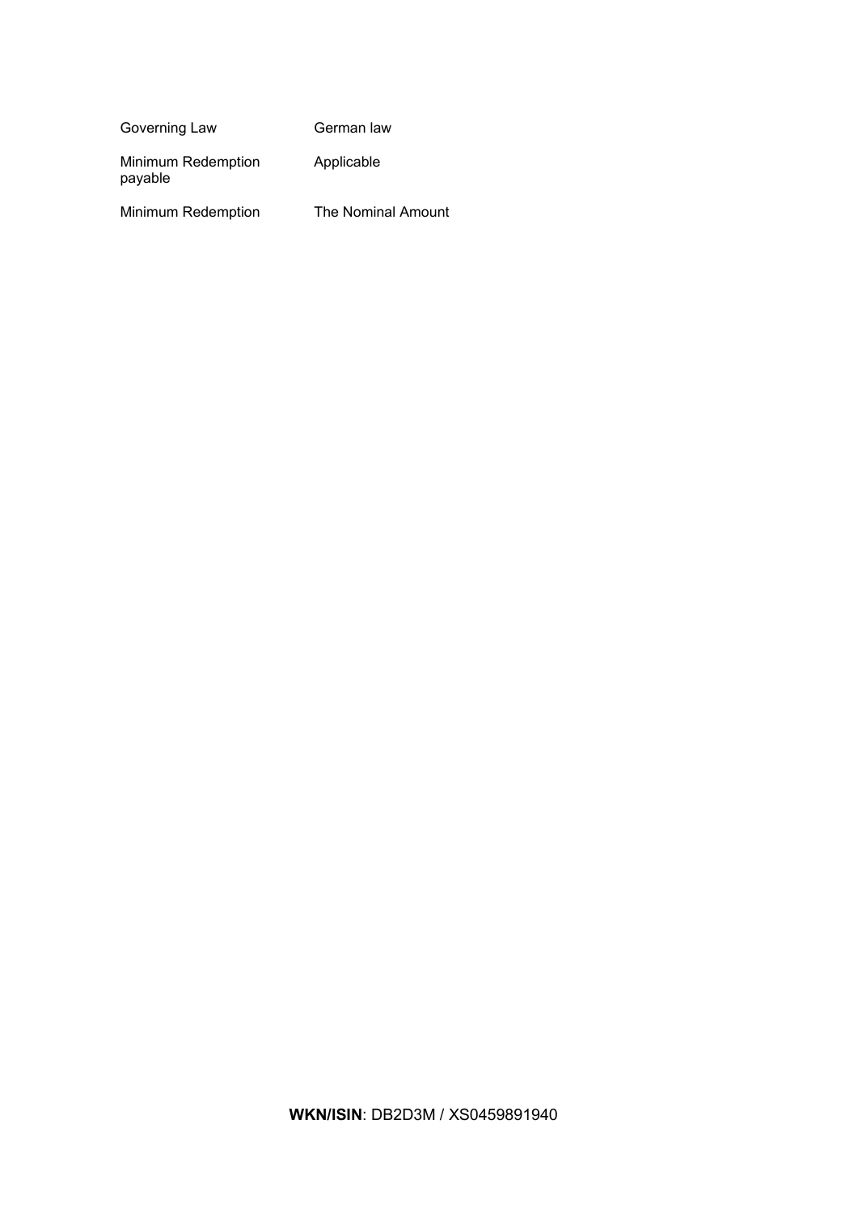| | |
|---|---|
| Governing Law | German law |
| Minimum Redemption payable | Applicable |
| Minimum Redemption | The Nominal Amount |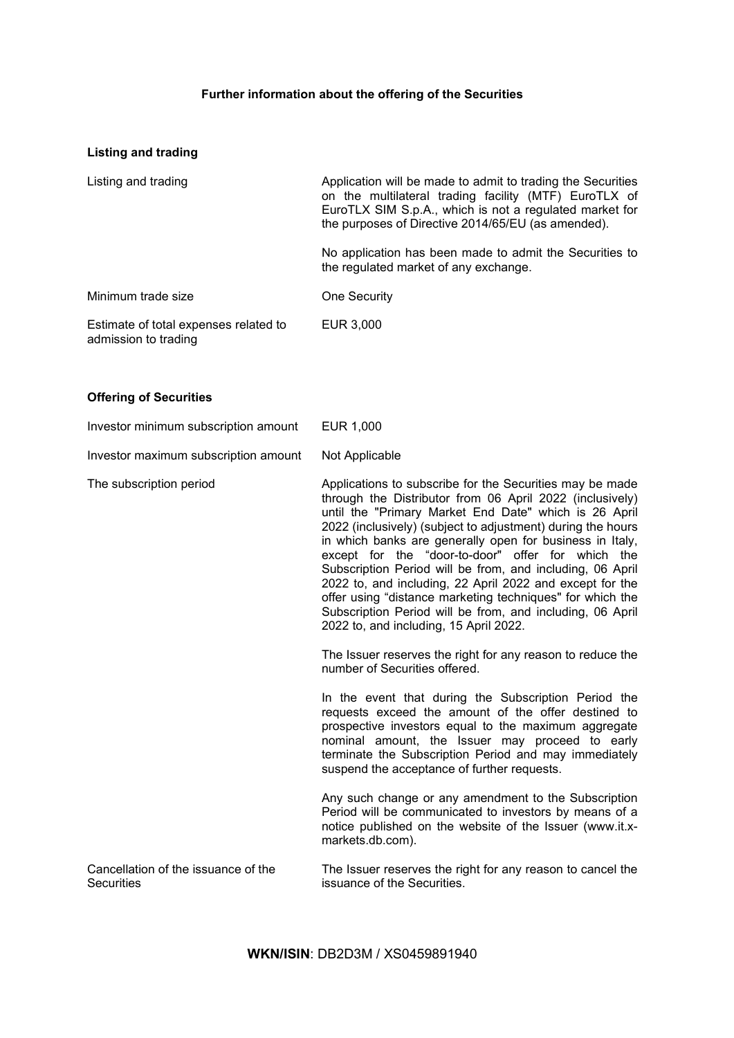# Further information about the offering of the Securities

## Listing and trading

| | |
|---|---|
| Listing and trading | Application will be made to admit to trading the Securities on the multilateral trading facility (MTF) EuroTLX of EuroTLX SIM S.p.A., which is not a regulated market for the purposes of Directive 2014/65/EU (as amended).<br><br>No application has been made to admit the Securities to the regulated market of any exchange. |
| Minimum trade size | One Security |
| Estimate of total expenses related to admission to trading | EUR 3,000 |

## Offering of Securities

| | |
|---|---|
| Investor minimum subscription amount | EUR 1,000 |
| Investor maximum subscription amount | Not Applicable |
| The subscription period | Applications to subscribe for the Securities may be made through the Distributor from 06 April 2022 (inclusively) until the "Primary Market End Date" which is 26 April 2022 (inclusively) (subject to adjustment) during the hours in which banks are generally open for business in Italy, except for the "door-to-door" offer for which the Subscription Period will be from, and including, 06 April 2022 to, and including, 22 April 2022 and except for the offer using "distance marketing techniques" for which the Subscription Period will be from, and including, 06 April 2022 to, and including, 15 April 2022.<br><br>The Issuer reserves the right for any reason to reduce the number of Securities offered.<br><br>In the event that during the Subscription Period the requests exceed the amount of the offer destined to prospective investors equal to the maximum aggregate nominal amount, the Issuer may proceed to early terminate the Subscription Period and may immediately suspend the acceptance of further requests.<br><br>Any such change or any amendment to the Subscription Period will be communicated to investors by means of a notice published on the website of the Issuer (www.it.x-markets.db.com). |
| Cancellation of the issuance of the Securities | The Issuer reserves the right for any reason to cancel the issuance of the Securities. |

**WKN/ISIN**: DB2D3M / XS0459891940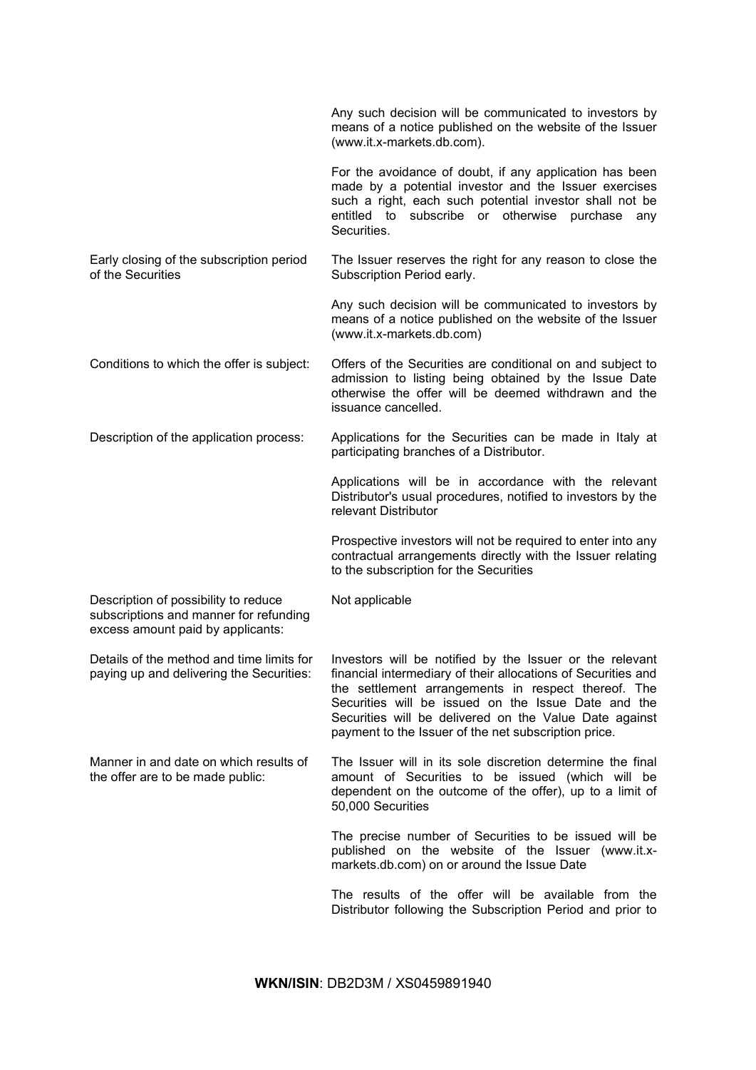| | |
|---|---|
| | Any such decision will be communicated to investors by means of a notice published on the website of the Issuer (www.it.x-markets.db.com).<br><br>For the avoidance of doubt, if any application has been made by a potential investor and the Issuer exercises such a right, each such potential investor shall not be entitled to subscribe or otherwise purchase any Securities. |
| Early closing of the subscription period of the Securities | The Issuer reserves the right for any reason to close the Subscription Period early.<br><br>Any such decision will be communicated to investors by means of a notice published on the website of the Issuer (www.it.x-markets.db.com) |
| Conditions to which the offer is subject: | Offers of the Securities are conditional on and subject to admission to listing being obtained by the Issue Date otherwise the offer will be deemed withdrawn and the issuance cancelled. |
| Description of the application process: | Applications for the Securities can be made in Italy at participating branches of a Distributor.<br><br>Applications will be in accordance with the relevant Distributor's usual procedures, notified to investors by the relevant Distributor<br><br>Prospective investors will not be required to enter into any contractual arrangements directly with the Issuer relating to the subscription for the Securities |
| Description of possibility to reduce subscriptions and manner for refunding excess amount paid by applicants: | Not applicable |
| Details of the method and time limits for paying up and delivering the Securities: | Investors will be notified by the Issuer or the relevant financial intermediary of their allocations of Securities and the settlement arrangements in respect thereof. The Securities will be issued on the Issue Date and the Securities will be delivered on the Value Date against payment to the Issuer of the net subscription price. |
| Manner in and date on which results of the offer are to be made public: | The Issuer will in its sole discretion determine the final amount of Securities to be issued (which will be dependent on the outcome of the offer), up to a limit of 50,000 Securities<br><br>The precise number of Securities to be issued will be published on the website of the Issuer (www.it.x-markets.db.com) on or around the Issue Date<br><br>The results of the offer will be available from the Distributor following the Subscription Period and prior to |

**WKN/ISIN**: DB2D3M / XS0459891940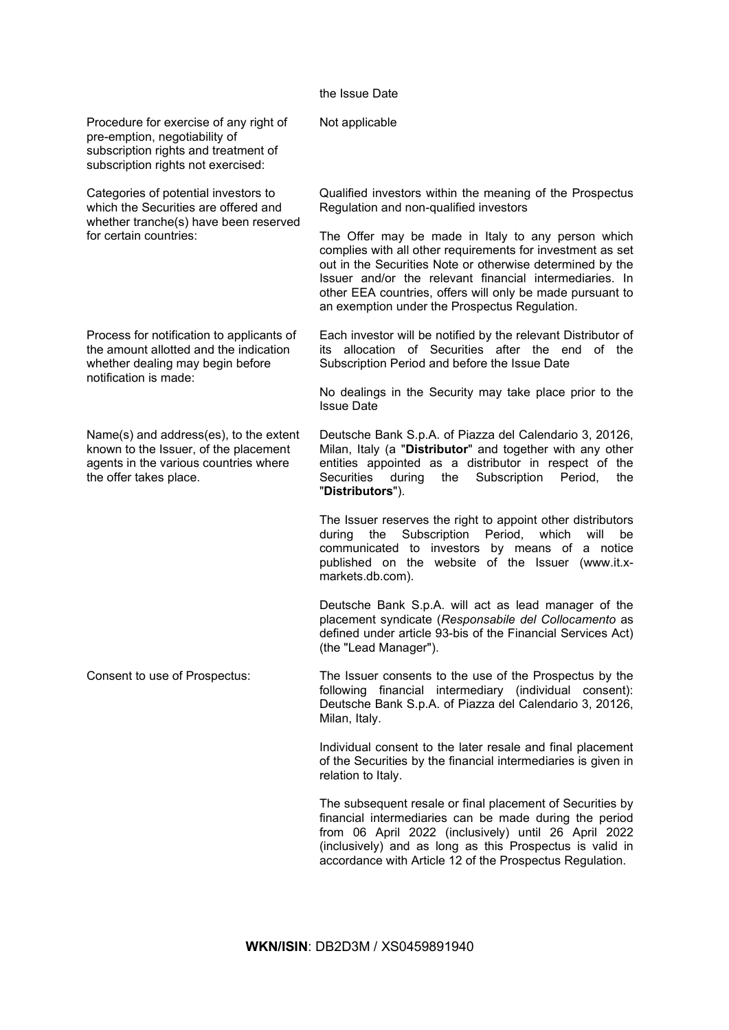| | |
|---|---|
| | the Issue Date |
| Procedure for exercise of any right of pre-emption, negotiability of subscription rights and treatment of subscription rights not exercised: | Not applicable |
| Categories of potential investors to which the Securities are offered and whether tranche(s) have been reserved for certain countries: | Qualified investors within the meaning of the Prospectus Regulation and non-qualified investors<br><br>The Offer may be made in Italy to any person which complies with all other requirements for investment as set out in the Securities Note or otherwise determined by the Issuer and/or the relevant financial intermediaries. In other EEA countries, offers will only be made pursuant to an exemption under the Prospectus Regulation. |
| Process for notification to applicants of the amount allotted and the indication whether dealing may begin before notification is made: | Each investor will be notified by the relevant Distributor of its allocation of Securities after the end of the Subscription Period and before the Issue Date<br><br>No dealings in the Security may take place prior to the Issue Date |
| Name(s) and address(es), to the extent known to the Issuer, of the placement agents in the various countries where the offer takes place. | Deutsche Bank S.p.A. of Piazza del Calendario 3, 20126, Milan, Italy (a "**Distributor**" and together with any other entities appointed as a distributor in respect of the Securities during the Subscription Period, the "**Distributors**").<br><br>The Issuer reserves the right to appoint other distributors during the Subscription Period, which will be communicated to investors by means of a notice published on the website of the Issuer (www.it.x-markets.db.com).<br><br>Deutsche Bank S.p.A. will act as lead manager of the placement syndicate (*Responsabile del Collocamento* as defined under article 93-bis of the Financial Services Act) (the "Lead Manager"). |
| Consent to use of Prospectus: | The Issuer consents to the use of the Prospectus by the following financial intermediary (individual consent): Deutsche Bank S.p.A. of Piazza del Calendario 3, 20126, Milan, Italy.<br><br>Individual consent to the later resale and final placement of the Securities by the financial intermediaries is given in relation to Italy.<br><br>The subsequent resale or final placement of Securities by financial intermediaries can be made during the period from 06 April 2022 (inclusively) until 26 April 2022 (inclusively) and as long as this Prospectus is valid in accordance with Article 12 of the Prospectus Regulation. |

**WKN/ISIN**: DB2D3M / XS0459891940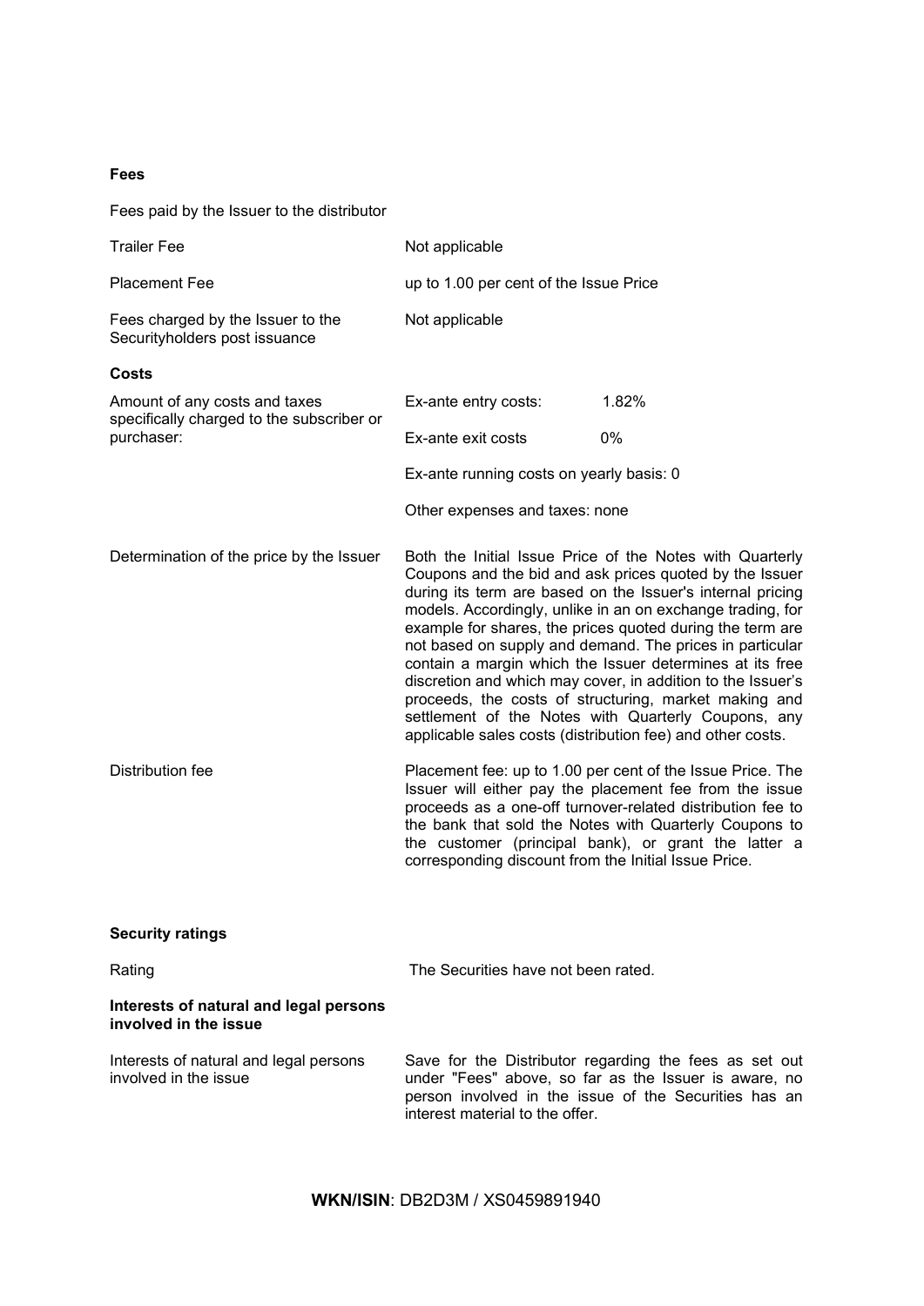**Fees**

Fees paid by the Issuer to the distributor

| | |
|---|---|
| Trailer Fee | Not applicable |
| Placement Fee | up to 1.00 per cent of the Issue Price |
| Fees charged by the Issuer to the Securityholders post issuance | Not applicable |

**Costs**

| | | |
|---|---|---|
| Amount of any costs and taxes specifically charged to the subscriber or purchaser: | Ex-ante entry costs: | 1.82% |
| | Ex-ante exit costs | 0% |
| | Ex-ante running costs on yearly basis: 0 | |
| | Other expenses and taxes: none | |

| | |
|---|---|
| Determination of the price by the Issuer | Both the Initial Issue Price of the Notes with Quarterly Coupons and the bid and ask prices quoted by the Issuer during its term are based on the Issuer's internal pricing models. Accordingly, unlike in an on exchange trading, for example for shares, the prices quoted during the term are not based on supply and demand. The prices in particular contain a margin which the Issuer determines at its free discretion and which may cover, in addition to the Issuer's proceeds, the costs of structuring, market making and settlement of the Notes with Quarterly Coupons, any applicable sales costs (distribution fee) and other costs. |
| Distribution fee | Placement fee: up to 1.00 per cent of the Issue Price. The Issuer will either pay the placement fee from the issue proceeds as a one-off turnover-related distribution fee to the bank that sold the Notes with Quarterly Coupons to the customer (principal bank), or grant the latter a corresponding discount from the Initial Issue Price. |

**Security ratings**

| | |
|---|---|
| Rating | The Securities have not been rated. |

**Interests of natural and legal persons involved in the issue**

| | |
|---|---|
| Interests of natural and legal persons involved in the issue | Save for the Distributor regarding the fees as set out under "Fees" above, so far as the Issuer is aware, no person involved in the issue of the Securities has an interest material to the offer. |

**WKN/ISIN**: DB2D3M / XS0459891940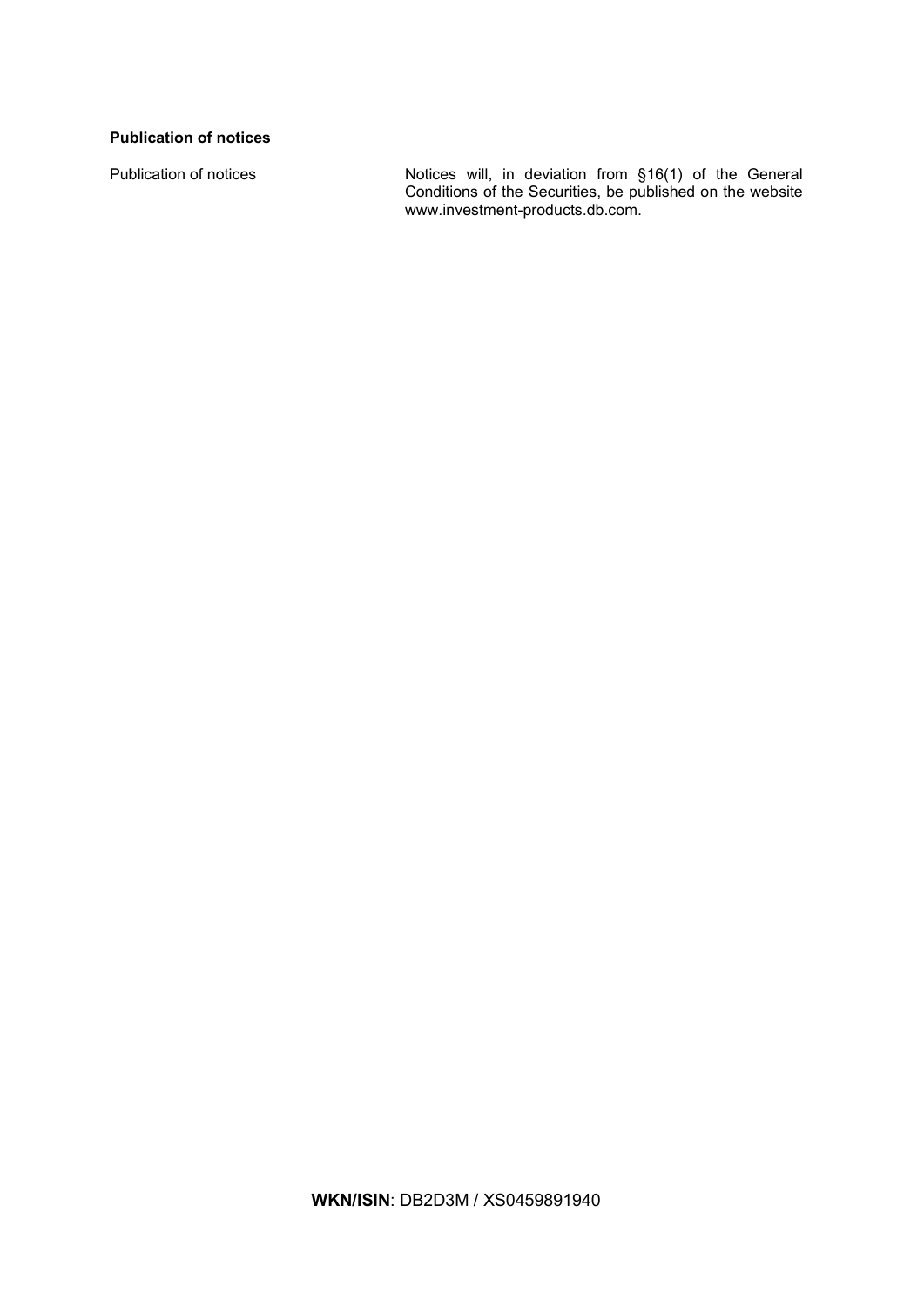**Publication of notices**

| | |
|---|---|
| Publication of notices | Notices will, in deviation from §16(1) of the General Conditions of the Securities, be published on the website www.investment-products.db.com. |

**WKN/ISIN**: DB2D3M / XS0459891940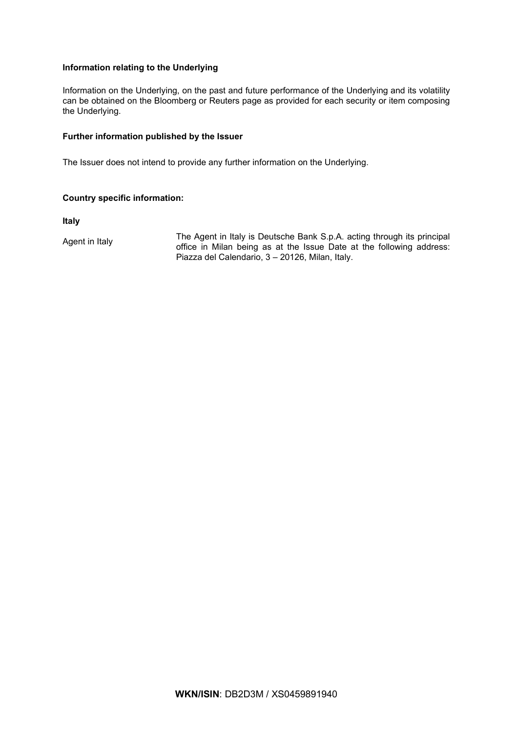**Information relating to the Underlying**

Information on the Underlying, on the past and future performance of the Underlying and its volatility can be obtained on the Bloomberg or Reuters page as provided for each security or item composing the Underlying.

**Further information published by the Issuer**

The Issuer does not intend to provide any further information on the Underlying.

**Country specific information:**

**Italy**

| | |
|---|---|
| Agent in Italy | The Agent in Italy is Deutsche Bank S.p.A. acting through its principal office in Milan being as at the Issue Date at the following address: Piazza del Calendario, 3 – 20126, Milan, Italy. |

**WKN/ISIN**: DB2D3M / XS0459891940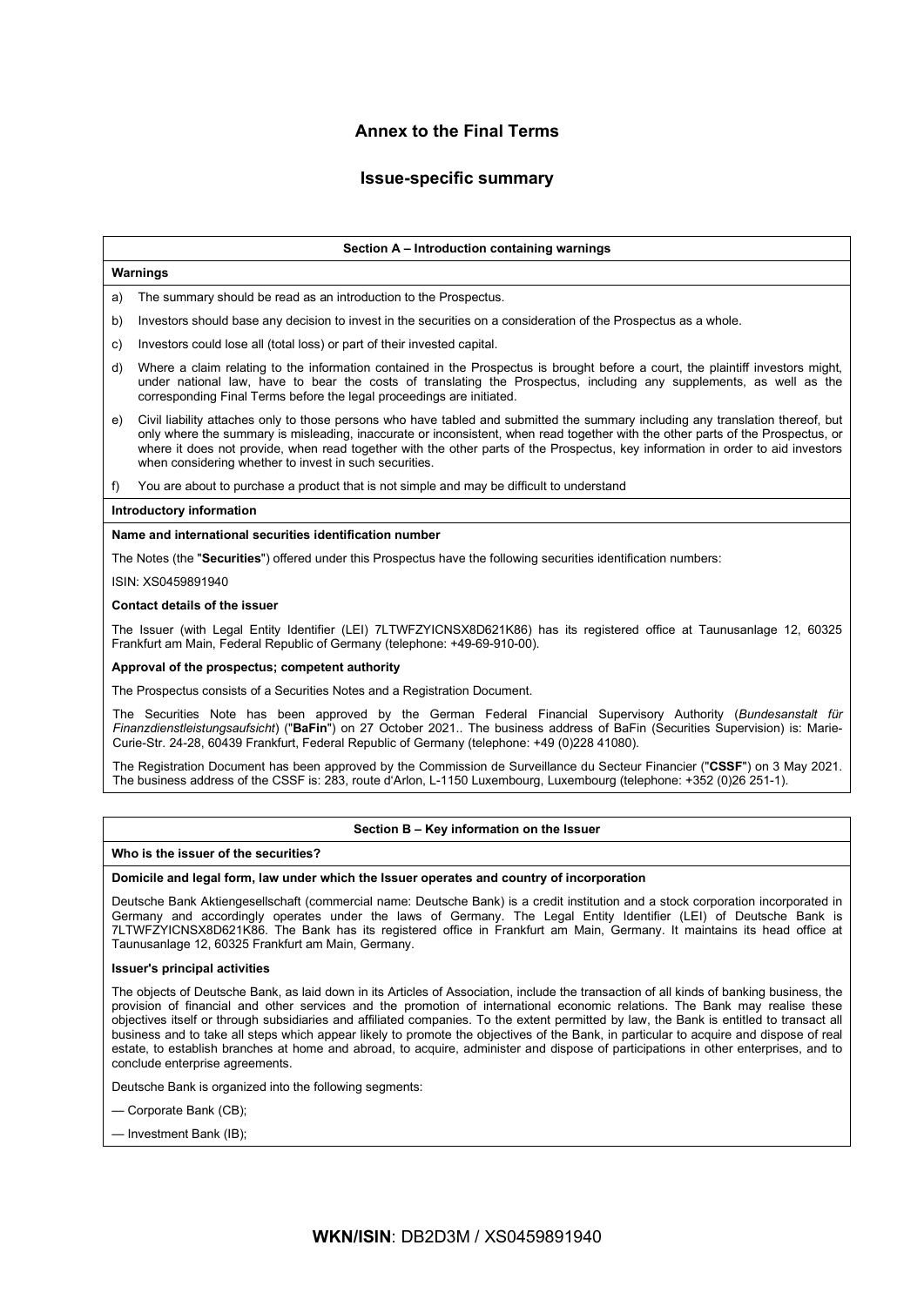# Annex to the Final Terms

## Issue-specific summary

### Section A – Introduction containing warnings

**Warnings**

a) The summary should be read as an introduction to the Prospectus.

b) Investors should base any decision to invest in the securities on a consideration of the Prospectus as a whole.

c) Investors could lose all (total loss) or part of their invested capital.

d) Where a claim relating to the information contained in the Prospectus is brought before a court, the plaintiff investors might, under national law, have to bear the costs of translating the Prospectus, including any supplements, as well as the corresponding Final Terms before the legal proceedings are initiated.

e) Civil liability attaches only to those persons who have tabled and submitted the summary including any translation thereof, but only where the summary is misleading, inaccurate or inconsistent, when read together with the other parts of the Prospectus, or where it does not provide, when read together with the other parts of the Prospectus, key information in order to aid investors when considering whether to invest in such securities.

f) You are about to purchase a product that is not simple and may be difficult to understand

**Introductory information**

**Name and international securities identification number**

The Notes (the "**Securities**") offered under this Prospectus have the following securities identification numbers:

ISIN: XS0459891940

**Contact details of the issuer**

The Issuer (with Legal Entity Identifier (LEI) 7LTWFZYICNSX8D621K86) has its registered office at Taunusanlage 12, 60325 Frankfurt am Main, Federal Republic of Germany (telephone: +49-69-910-00).

**Approval of the prospectus; competent authority**

The Prospectus consists of a Securities Notes and a Registration Document.

The Securities Note has been approved by the German Federal Financial Supervisory Authority (*Bundesanstalt für Finanzdienstleistungsaufsicht*) ("**BaFin**") on 27 October 2021.. The business address of BaFin (Securities Supervision) is: Marie-Curie-Str. 24-28, 60439 Frankfurt, Federal Republic of Germany (telephone: +49 (0)228 41080).

The Registration Document has been approved by the Commission de Surveillance du Secteur Financier ("**CSSF**") on 3 May 2021. The business address of the CSSF is: 283, route d'Arlon, L-1150 Luxembourg, Luxembourg (telephone: +352 (0)26 251-1).

### Section B – Key information on the Issuer

**Who is the issuer of the securities?**

**Domicile and legal form, law under which the Issuer operates and country of incorporation**

Deutsche Bank Aktiengesellschaft (commercial name: Deutsche Bank) is a credit institution and a stock corporation incorporated in Germany and accordingly operates under the laws of Germany. The Legal Entity Identifier (LEI) of Deutsche Bank is 7LTWFZYICNSX8D621K86. The Bank has its registered office in Frankfurt am Main, Germany. It maintains its head office at Taunusanlage 12, 60325 Frankfurt am Main, Germany.

**Issuer's principal activities**

The objects of Deutsche Bank, as laid down in its Articles of Association, include the transaction of all kinds of banking business, the provision of financial and other services and the promotion of international economic relations. The Bank may realise these objectives itself or through subsidiaries and affiliated companies. To the extent permitted by law, the Bank is entitled to transact all business and to take all steps which appear likely to promote the objectives of the Bank, in particular to acquire and dispose of real estate, to establish branches at home and abroad, to acquire, administer and dispose of participations in other enterprises, and to conclude enterprise agreements.

Deutsche Bank is organized into the following segments:

— Corporate Bank (CB);

— Investment Bank (IB);

**WKN/ISIN**: DB2D3M / XS0459891940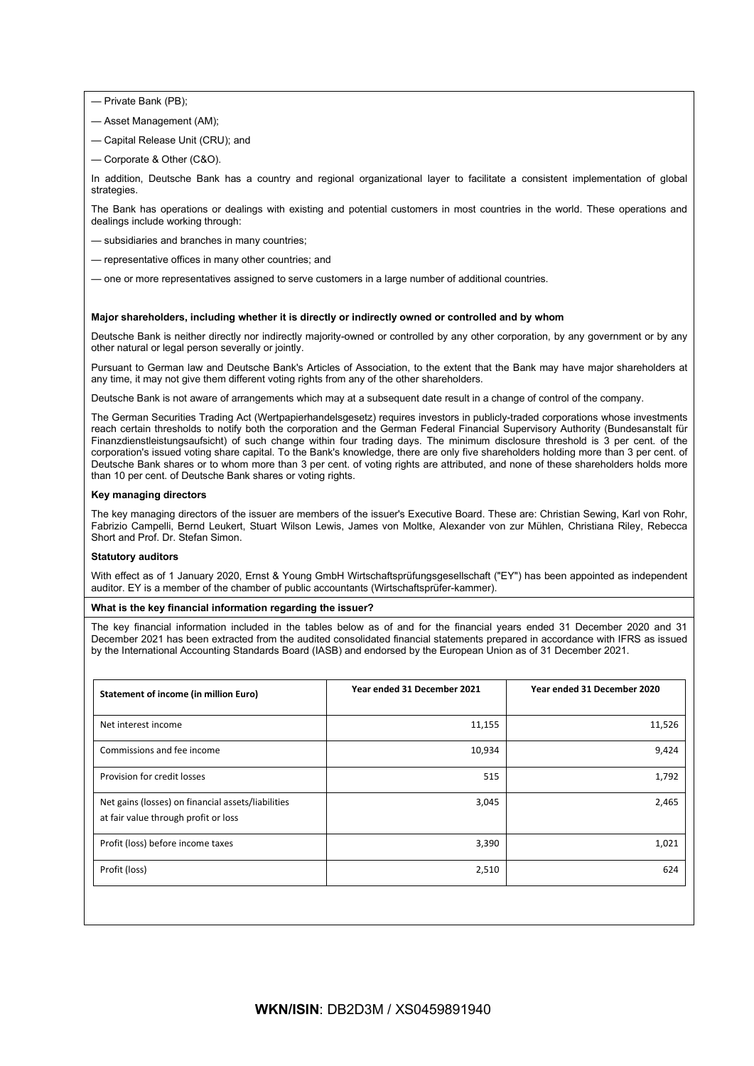— Private Bank (PB);

— Asset Management (AM);

— Capital Release Unit (CRU); and

— Corporate & Other (C&O).

In addition, Deutsche Bank has a country and regional organizational layer to facilitate a consistent implementation of global strategies.

The Bank has operations or dealings with existing and potential customers in most countries in the world. These operations and dealings include working through:

— subsidiaries and branches in many countries;

— representative offices in many other countries; and

— one or more representatives assigned to serve customers in a large number of additional countries.

**Major shareholders, including whether it is directly or indirectly owned or controlled and by whom**

Deutsche Bank is neither directly nor indirectly majority-owned or controlled by any other corporation, by any government or by any other natural or legal person severally or jointly.

Pursuant to German law and Deutsche Bank's Articles of Association, to the extent that the Bank may have major shareholders at any time, it may not give them different voting rights from any of the other shareholders.

Deutsche Bank is not aware of arrangements which may at a subsequent date result in a change of control of the company.

The German Securities Trading Act (Wertpapierhandelsgesetz) requires investors in publicly-traded corporations whose investments reach certain thresholds to notify both the corporation and the German Federal Financial Supervisory Authority (Bundesanstalt für Finanzdienstleistungsaufsicht) of such change within four trading days. The minimum disclosure threshold is 3 per cent. of the corporation's issued voting share capital. To the Bank's knowledge, there are only five shareholders holding more than 3 per cent. of Deutsche Bank shares or to whom more than 3 per cent. of voting rights are attributed, and none of these shareholders holds more than 10 per cent. of Deutsche Bank shares or voting rights.

**Key managing directors**

The key managing directors of the issuer are members of the issuer's Executive Board. These are: Christian Sewing, Karl von Rohr, Fabrizio Campelli, Bernd Leukert, Stuart Wilson Lewis, James von Moltke, Alexander von zur Mühlen, Christiana Riley, Rebecca Short and Prof. Dr. Stefan Simon.

**Statutory auditors**

With effect as of 1 January 2020, Ernst & Young GmbH Wirtschaftsprüfungsgesellschaft ("EY") has been appointed as independent auditor. EY is a member of the chamber of public accountants (Wirtschaftsprüfer-kammer).

**What is the key financial information regarding the issuer?**

The key financial information included in the tables below as of and for the financial years ended 31 December 2020 and 31 December 2021 has been extracted from the audited consolidated financial statements prepared in accordance with IFRS as issued by the International Accounting Standards Board (IASB) and endorsed by the European Union as of 31 December 2021.

| Statement of income (in million Euro) | Year ended 31 December 2021 | Year ended 31 December 2020 |
|---|---|---|
| Net interest income | 11,155 | 11,526 |
| Commissions and fee income | 10,934 | 9,424 |
| Provision for credit losses | 515 | 1,792 |
| Net gains (losses) on financial assets/liabilities at fair value through profit or loss | 3,045 | 2,465 |
| Profit (loss) before income taxes | 3,390 | 1,021 |
| Profit (loss) | 2,510 | 624 |

**WKN/ISIN**: DB2D3M / XS0459891940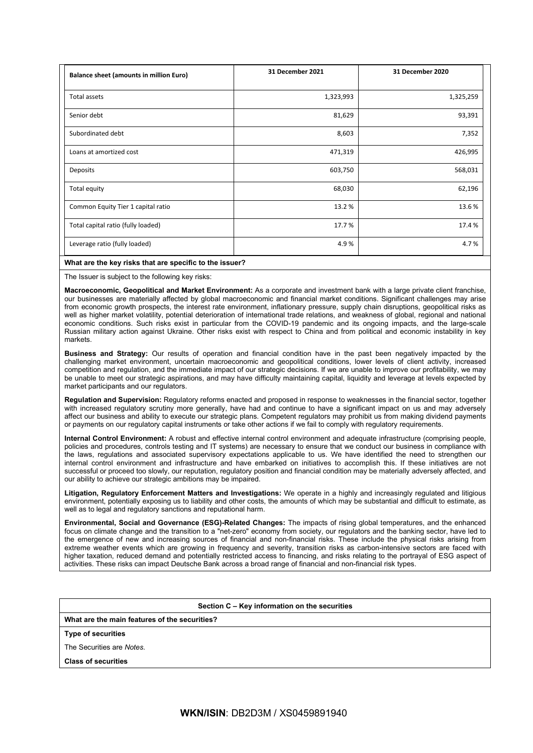| Balance sheet (amounts in million Euro) | 31 December 2021 | 31 December 2020 |
|---|---|---|
| Total assets | 1,323,993 | 1,325,259 |
| Senior debt | 81,629 | 93,391 |
| Subordinated debt | 8,603 | 7,352 |
| Loans at amortized cost | 471,319 | 426,995 |
| Deposits | 603,750 | 568,031 |
| Total equity | 68,030 | 62,196 |
| Common Equity Tier 1 capital ratio | 13.2 % | 13.6 % |
| Total capital ratio (fully loaded) | 17.7 % | 17.4 % |
| Leverage ratio (fully loaded) | 4.9 % | 4.7 % |

**What are the key risks that are specific to the issuer?**

The Issuer is subject to the following key risks:

**Macroeconomic, Geopolitical and Market Environment:** As a corporate and investment bank with a large private client franchise, our businesses are materially affected by global macroeconomic and financial market conditions. Significant challenges may arise from economic growth prospects, the interest rate environment, inflationary pressure, supply chain disruptions, geopolitical risks as well as higher market volatility, potential deterioration of international trade relations, and weakness of global, regional and national economic conditions. Such risks exist in particular from the COVID-19 pandemic and its ongoing impacts, and the large-scale Russian military action against Ukraine. Other risks exist with respect to China and from political and economic instability in key markets.

**Business and Strategy:** Our results of operation and financial condition have in the past been negatively impacted by the challenging market environment, uncertain macroeconomic and geopolitical conditions, lower levels of client activity, increased competition and regulation, and the immediate impact of our strategic decisions. If we are unable to improve our profitability, we may be unable to meet our strategic aspirations, and may have difficulty maintaining capital, liquidity and leverage at levels expected by market participants and our regulators.

**Regulation and Supervision:** Regulatory reforms enacted and proposed in response to weaknesses in the financial sector, together with increased regulatory scrutiny more generally, have had and continue to have a significant impact on us and may adversely affect our business and ability to execute our strategic plans. Competent regulators may prohibit us from making dividend payments or payments on our regulatory capital instruments or take other actions if we fail to comply with regulatory requirements.

**Internal Control Environment:** A robust and effective internal control environment and adequate infrastructure (comprising people, policies and procedures, controls testing and IT systems) are necessary to ensure that we conduct our business in compliance with the laws, regulations and associated supervisory expectations applicable to us. We have identified the need to strengthen our internal control environment and infrastructure and have embarked on initiatives to accomplish this. If these initiatives are not successful or proceed too slowly, our reputation, regulatory position and financial condition may be materially adversely affected, and our ability to achieve our strategic ambitions may be impaired.

**Litigation, Regulatory Enforcement Matters and Investigations:** We operate in a highly and increasingly regulated and litigious environment, potentially exposing us to liability and other costs, the amounts of which may be substantial and difficult to estimate, as well as to legal and regulatory sanctions and reputational harm.

**Environmental, Social and Governance (ESG)-Related Changes:** The impacts of rising global temperatures, and the enhanced focus on climate change and the transition to a "net-zero" economy from society, our regulators and the banking sector, have led to the emergence of new and increasing sources of financial and non-financial risks. These include the physical risks arising from extreme weather events which are growing in frequency and severity, transition risks as carbon-intensive sectors are faced with higher taxation, reduced demand and potentially restricted access to financing, and risks relating to the portrayal of ESG aspect of activities. These risks can impact Deutsche Bank across a broad range of financial and non-financial risk types.

**Section C – Key information on the securities**

**What are the main features of the securities?**

**Type of securities**

The Securities are *Notes*.

**Class of securities**

**WKN/ISIN**: DB2D3M / XS0459891940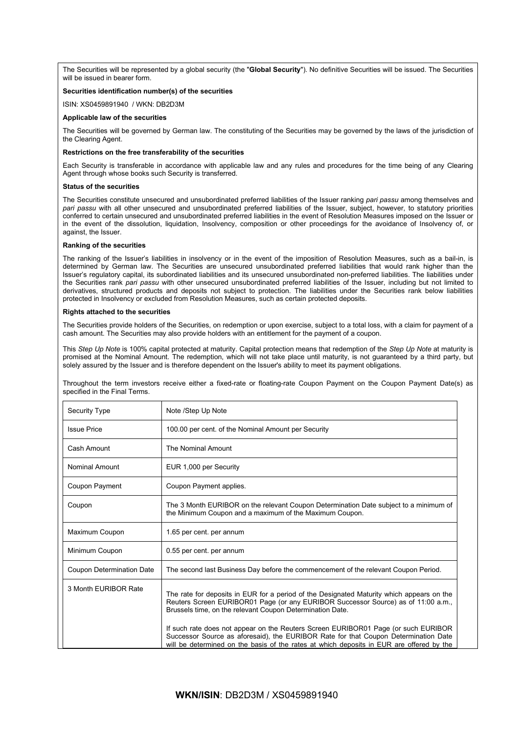The Securities will be represented by a global security (the "**Global Security**"). No definitive Securities will be issued. The Securities will be issued in bearer form.

**Securities identification number(s) of the securities**

ISIN: XS0459891940 / WKN: DB2D3M

**Applicable law of the securities**

The Securities will be governed by German law. The constituting of the Securities may be governed by the laws of the jurisdiction of the Clearing Agent.

**Restrictions on the free transferability of the securities**

Each Security is transferable in accordance with applicable law and any rules and procedures for the time being of any Clearing Agent through whose books such Security is transferred.

**Status of the securities**

The Securities constitute unsecured and unsubordinated preferred liabilities of the Issuer ranking *pari passu* among themselves and *pari passu* with all other unsecured and unsubordinated preferred liabilities of the Issuer, subject, however, to statutory priorities conferred to certain unsecured and unsubordinated preferred liabilities in the event of Resolution Measures imposed on the Issuer or in the event of the dissolution, liquidation, Insolvency, composition or other proceedings for the avoidance of Insolvency of, or against, the Issuer.

**Ranking of the securities**

The ranking of the Issuer's liabilities in insolvency or in the event of the imposition of Resolution Measures, such as a bail-in, is determined by German law. The Securities are unsecured unsubordinated preferred liabilities that would rank higher than the Issuer's regulatory capital, its subordinated liabilities and its unsecured unsubordinated non-preferred liabilities. The liabilities under the Securities rank *pari passu* with other unsecured unsubordinated preferred liabilities of the Issuer, including but not limited to derivatives, structured products and deposits not subject to protection. The liabilities under the Securities rank below liabilities protected in Insolvency or excluded from Resolution Measures, such as certain protected deposits.

**Rights attached to the securities**

The Securities provide holders of the Securities, on redemption or upon exercise, subject to a total loss, with a claim for payment of a cash amount. The Securities may also provide holders with an entitlement for the payment of a coupon.

This *Step Up Note* is 100% capital protected at maturity. Capital protection means that redemption of the *Step Up Note* at maturity is promised at the Nominal Amount. The redemption, which will not take place until maturity, is not guaranteed by a third party, but solely assured by the Issuer and is therefore dependent on the Issuer's ability to meet its payment obligations.

Throughout the term investors receive either a fixed-rate or floating-rate Coupon Payment on the Coupon Payment Date(s) as specified in the Final Terms.

| Security Type | Note /Step Up Note |
|---|---|
| Issue Price | 100.00 per cent. of the Nominal Amount per Security |
| Cash Amount | The Nominal Amount |
| Nominal Amount | EUR 1,000 per Security |
| Coupon Payment | Coupon Payment applies. |
| Coupon | The 3 Month EURIBOR on the relevant Coupon Determination Date subject to a minimum of the Minimum Coupon and a maximum of the Maximum Coupon. |
| Maximum Coupon | 1.65 per cent. per annum |
| Minimum Coupon | 0.55 per cent. per annum |
| Coupon Determination Date | The second last Business Day before the commencement of the relevant Coupon Period. |
| 3 Month EURIBOR Rate | The rate for deposits in EUR for a period of the Designated Maturity which appears on the Reuters Screen EURIBOR01 Page (or any EURIBOR Successor Source) as of 11:00 a.m., Brussels time, on the relevant Coupon Determination Date.<br><br>If such rate does not appear on the Reuters Screen EURIBOR01 Page (or such EURIBOR Successor Source as aforesaid), the EURIBOR Rate for that Coupon Determination Date will be determined on the basis of the rates at which deposits in EUR are offered by the |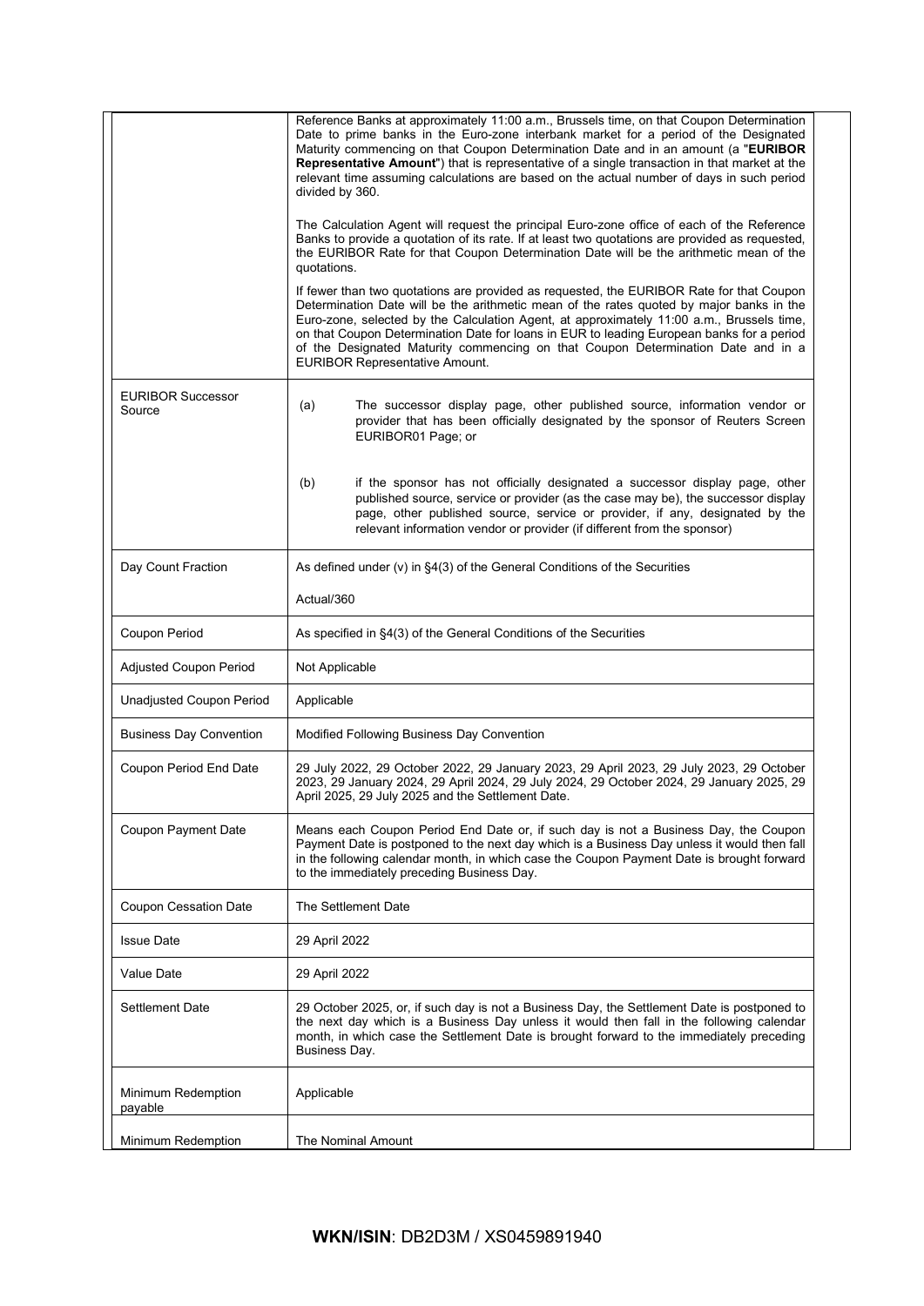| | |
|---|---|
| | Reference Banks at approximately 11:00 a.m., Brussels time, on that Coupon Determination Date to prime banks in the Euro-zone interbank market for a period of the Designated Maturity commencing on that Coupon Determination Date and in an amount (a "**EURIBOR Representative Amount**") that is representative of a single transaction in that market at the relevant time assuming calculations are based on the actual number of days in such period divided by 360.<br><br>The Calculation Agent will request the principal Euro-zone office of each of the Reference Banks to provide a quotation of its rate. If at least two quotations are provided as requested, the EURIBOR Rate for that Coupon Determination Date will be the arithmetic mean of the quotations.<br><br>If fewer than two quotations are provided as requested, the EURIBOR Rate for that Coupon Determination Date will be the arithmetic mean of the rates quoted by major banks in the Euro-zone, selected by the Calculation Agent, at approximately 11:00 a.m., Brussels time, on that Coupon Determination Date for loans in EUR to leading European banks for a period of the Designated Maturity commencing on that Coupon Determination Date and in a EURIBOR Representative Amount. |
| EURIBOR Successor Source | (a) The successor display page, other published source, information vendor or provider that has been officially designated by the sponsor of Reuters Screen EURIBOR01 Page; or<br><br>(b) if the sponsor has not officially designated a successor display page, other published source, service or provider (as the case may be), the successor display page, other published source, service or provider, if any, designated by the relevant information vendor or provider (if different from the sponsor) |
| Day Count Fraction | As defined under (v) in §4(3) of the General Conditions of the Securities<br><br>Actual/360 |
| Coupon Period | As specified in §4(3) of the General Conditions of the Securities |
| Adjusted Coupon Period | Not Applicable |
| Unadjusted Coupon Period | Applicable |
| Business Day Convention | Modified Following Business Day Convention |
| Coupon Period End Date | 29 July 2022, 29 October 2022, 29 January 2023, 29 April 2023, 29 July 2023, 29 October 2023, 29 January 2024, 29 April 2024, 29 July 2024, 29 October 2024, 29 January 2025, 29 April 2025, 29 July 2025 and the Settlement Date. |
| Coupon Payment Date | Means each Coupon Period End Date or, if such day is not a Business Day, the Coupon Payment Date is postponed to the next day which is a Business Day unless it would then fall in the following calendar month, in which case the Coupon Payment Date is brought forward to the immediately preceding Business Day. |
| Coupon Cessation Date | The Settlement Date |
| Issue Date | 29 April 2022 |
| Value Date | 29 April 2022 |
| Settlement Date | 29 October 2025, or, if such day is not a Business Day, the Settlement Date is postponed to the next day which is a Business Day unless it would then fall in the following calendar month, in which case the Settlement Date is brought forward to the immediately preceding Business Day. |
| Minimum Redemption payable | Applicable |
| Minimum Redemption | The Nominal Amount |

**WKN/ISIN**: DB2D3M / XS0459891940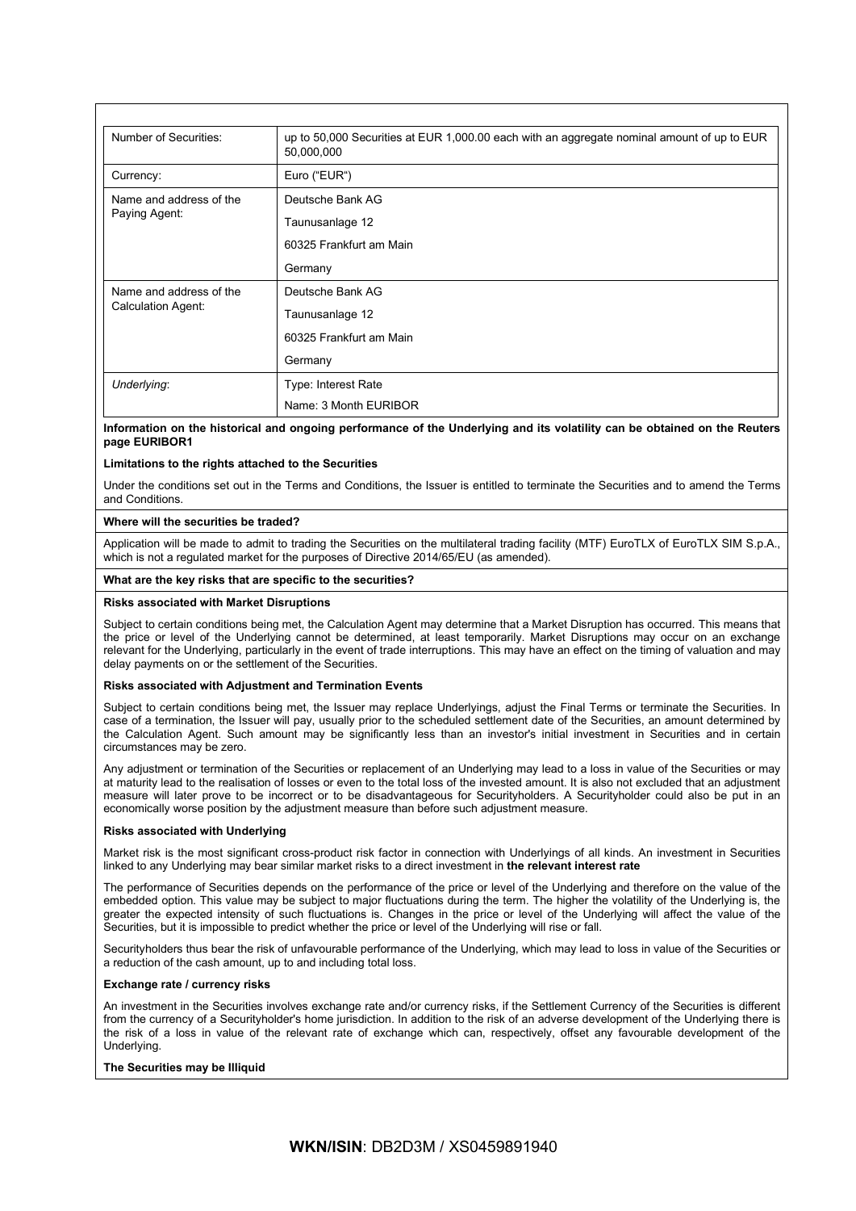| Number of Securities: | up to 50,000 Securities at EUR 1,000.00 each with an aggregate nominal amount of up to EUR 50,000,000 |
|---|---|
| Currency: | Euro ("EUR") |
| Name and address of the Paying Agent: | Deutsche Bank AG<br>Taunusanlage 12<br>60325 Frankfurt am Main<br>Germany |
| Name and address of the Calculation Agent: | Deutsche Bank AG<br>Taunusanlage 12<br>60325 Frankfurt am Main<br>Germany |
| *Underlying*: | Type: Interest Rate<br>Name: 3 Month EURIBOR |

**Information on the historical and ongoing performance of the Underlying and its volatility can be obtained on the Reuters page EURIBOR1**

**Limitations to the rights attached to the Securities**

Under the conditions set out in the Terms and Conditions, the Issuer is entitled to terminate the Securities and to amend the Terms and Conditions.

**Where will the securities be traded?**

Application will be made to admit to trading the Securities on the multilateral trading facility (MTF) EuroTLX of EuroTLX SIM S.p.A., which is not a regulated market for the purposes of Directive 2014/65/EU (as amended).

**What are the key risks that are specific to the securities?**

**Risks associated with Market Disruptions**

Subject to certain conditions being met, the Calculation Agent may determine that a Market Disruption has occurred. This means that the price or level of the Underlying cannot be determined, at least temporarily. Market Disruptions may occur on an exchange relevant for the Underlying, particularly in the event of trade interruptions. This may have an effect on the timing of valuation and may delay payments on or the settlement of the Securities.

**Risks associated with Adjustment and Termination Events**

Subject to certain conditions being met, the Issuer may replace Underlyings, adjust the Final Terms or terminate the Securities. In case of a termination, the Issuer will pay, usually prior to the scheduled settlement date of the Securities, an amount determined by the Calculation Agent. Such amount may be significantly less than an investor's initial investment in Securities and in certain circumstances may be zero.

Any adjustment or termination of the Securities or replacement of an Underlying may lead to a loss in value of the Securities or may at maturity lead to the realisation of losses or even to the total loss of the invested amount. It is also not excluded that an adjustment measure will later prove to be incorrect or to be disadvantageous for Securityholders. A Securityholder could also be put in an economically worse position by the adjustment measure than before such adjustment measure.

**Risks associated with Underlying**

Market risk is the most significant cross-product risk factor in connection with Underlyings of all kinds. An investment in Securities linked to any Underlying may bear similar market risks to a direct investment in **the relevant interest rate**

The performance of Securities depends on the performance of the price or level of the Underlying and therefore on the value of the embedded option. This value may be subject to major fluctuations during the term. The higher the volatility of the Underlying is, the greater the expected intensity of such fluctuations is. Changes in the price or level of the Underlying will affect the value of the Securities, but it is impossible to predict whether the price or level of the Underlying will rise or fall.

Securityholders thus bear the risk of unfavourable performance of the Underlying, which may lead to loss in value of the Securities or a reduction of the cash amount, up to and including total loss.

**Exchange rate / currency risks**

An investment in the Securities involves exchange rate and/or currency risks, if the Settlement Currency of the Securities is different from the currency of a Securityholder's home jurisdiction. In addition to the risk of an adverse development of the Underlying there is the risk of a loss in value of the relevant rate of exchange which can, respectively, offset any favourable development of the Underlying.

**The Securities may be Illiquid**

**WKN/ISIN**: DB2D3M / XS0459891940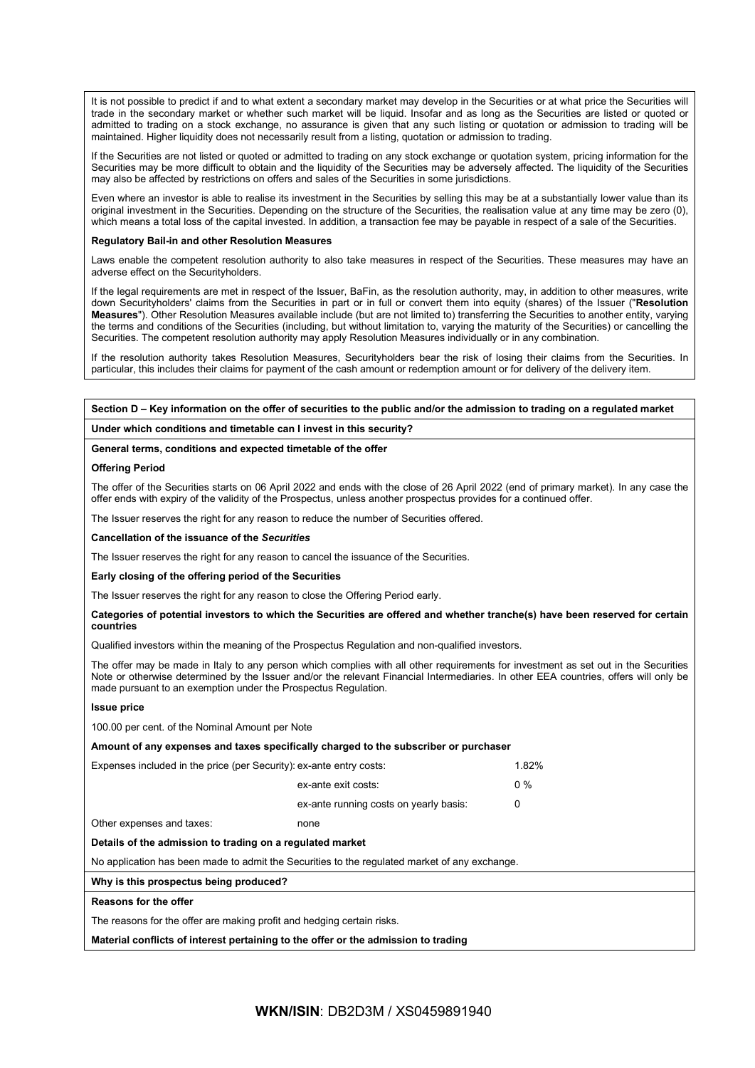It is not possible to predict if and to what extent a secondary market may develop in the Securities or at what price the Securities will trade in the secondary market or whether such market will be liquid. Insofar and as long as the Securities are listed or quoted or admitted to trading on a stock exchange, no assurance is given that any such listing or quotation or admission to trading will be maintained. Higher liquidity does not necessarily result from a listing, quotation or admission to trading.

If the Securities are not listed or quoted or admitted to trading on any stock exchange or quotation system, pricing information for the Securities may be more difficult to obtain and the liquidity of the Securities may be adversely affected. The liquidity of the Securities may also be affected by restrictions on offers and sales of the Securities in some jurisdictions.

Even where an investor is able to realise its investment in the Securities by selling this may be at a substantially lower value than its original investment in the Securities. Depending on the structure of the Securities, the realisation value at any time may be zero (0), which means a total loss of the capital invested. In addition, a transaction fee may be payable in respect of a sale of the Securities.

**Regulatory Bail-in and other Resolution Measures**

Laws enable the competent resolution authority to also take measures in respect of the Securities. These measures may have an adverse effect on the Securityholders.

If the legal requirements are met in respect of the Issuer, BaFin, as the resolution authority, may, in addition to other measures, write down Securityholders' claims from the Securities in part or in full or convert them into equity (shares) of the Issuer ("**Resolution Measures**"). Other Resolution Measures available include (but are not limited to) transferring the Securities to another entity, varying the terms and conditions of the Securities (including, but without limitation to, varying the maturity of the Securities) or cancelling the Securities. The competent resolution authority may apply Resolution Measures individually or in any combination.

If the resolution authority takes Resolution Measures, Securityholders bear the risk of losing their claims from the Securities. In particular, this includes their claims for payment of the cash amount or redemption amount or for delivery of the delivery item.

## Section D – Key information on the offer of securities to the public and/or the admission to trading on a regulated market

**Under which conditions and timetable can I invest in this security?**

**General terms, conditions and expected timetable of the offer**

**Offering Period**

The offer of the Securities starts on 06 April 2022 and ends with the close of 26 April 2022 (end of primary market). In any case the offer ends with expiry of the validity of the Prospectus, unless another prospectus provides for a continued offer.

The Issuer reserves the right for any reason to reduce the number of Securities offered.

**Cancellation of the issuance of the *Securities***

The Issuer reserves the right for any reason to cancel the issuance of the Securities.

**Early closing of the offering period of the Securities**

The Issuer reserves the right for any reason to close the Offering Period early.

**Categories of potential investors to which the Securities are offered and whether tranche(s) have been reserved for certain countries**

Qualified investors within the meaning of the Prospectus Regulation and non-qualified investors.

The offer may be made in Italy to any person which complies with all other requirements for investment as set out in the Securities Note or otherwise determined by the Issuer and/or the relevant Financial Intermediaries. In other EEA countries, offers will only be made pursuant to an exemption under the Prospectus Regulation.

**Issue price**

100.00 per cent. of the Nominal Amount per Note

**Amount of any expenses and taxes specifically charged to the subscriber or purchaser**

| | | |
|---|---|---|
| Expenses included in the price (per Security): | ex-ante entry costs: | 1.82% |
| | ex-ante exit costs: | 0 % |
| | ex-ante running costs on yearly basis: | 0 |
| Other expenses and taxes: | none | |

**Details of the admission to trading on a regulated market**

No application has been made to admit the Securities to the regulated market of any exchange.

**Why is this prospectus being produced?**

**Reasons for the offer**

The reasons for the offer are making profit and hedging certain risks.

**Material conflicts of interest pertaining to the offer or the admission to trading**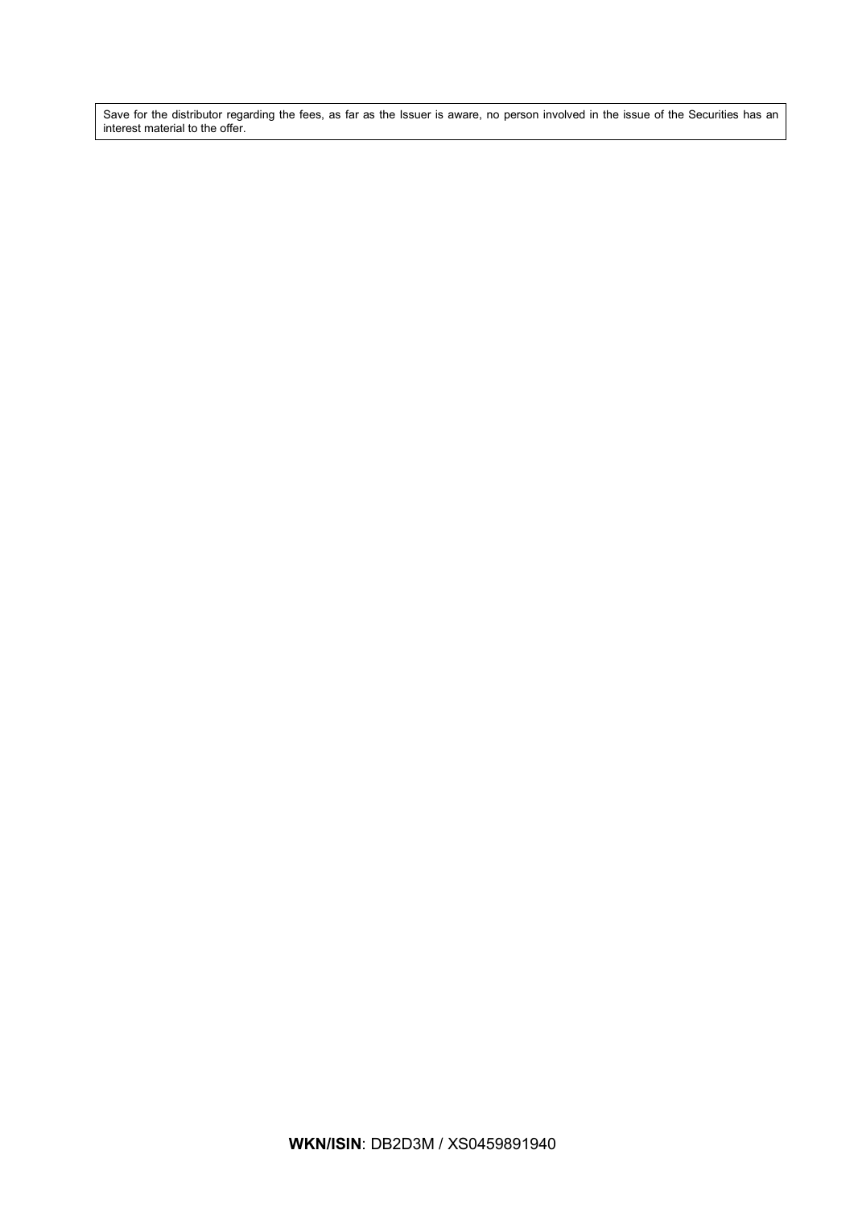| |
|---|
| Save for the distributor regarding the fees, as far as the Issuer is aware, no person involved in the issue of the Securities has an interest material to the offer. |

**WKN/ISIN**: DB2D3M / XS0459891940